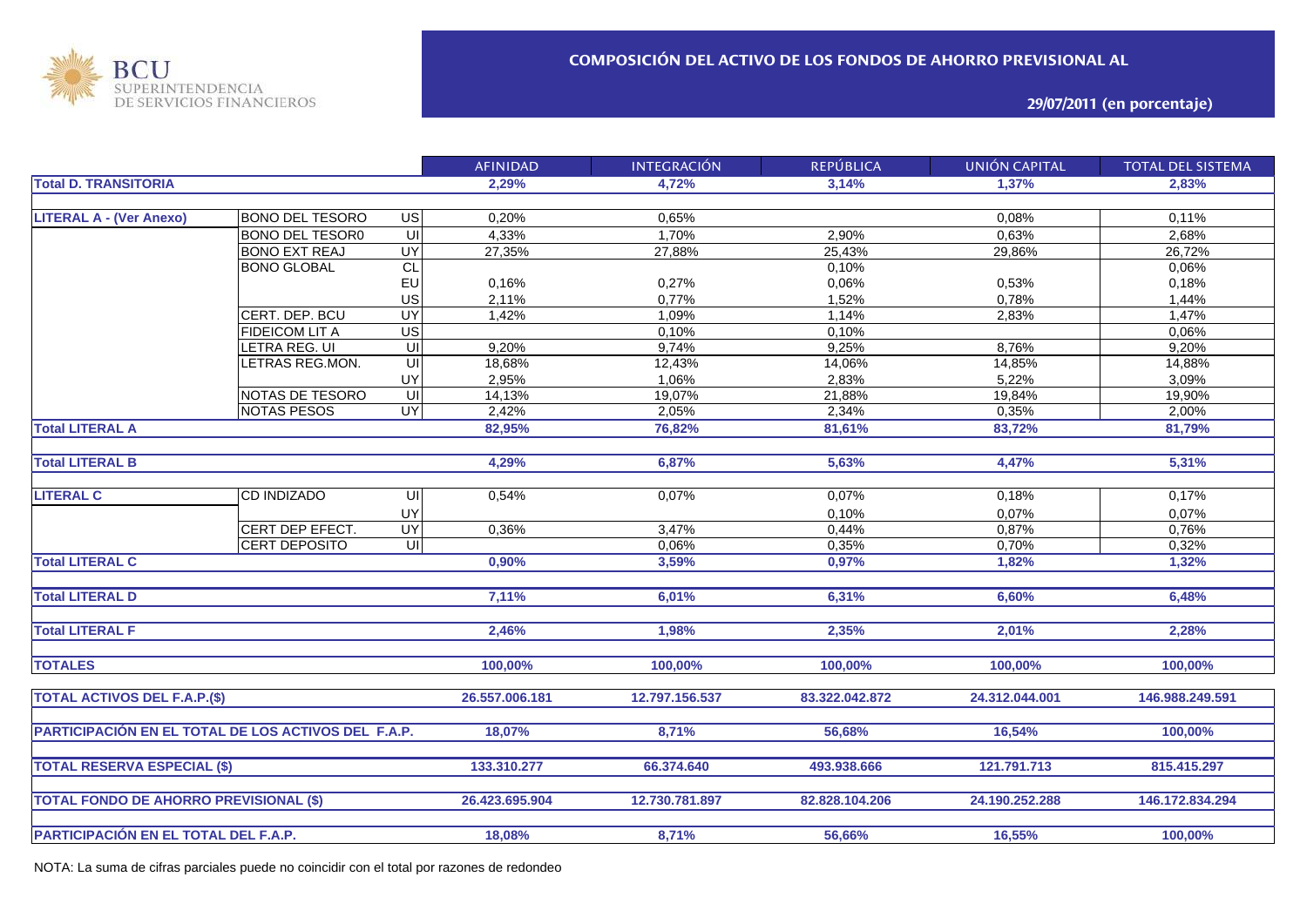BCU
SUPERINTENDENCIA
DE SERVICIOS FINANCIEROS

## COMPOSICIÓN DEL ACTIVO DE LOS FONDOS DE AHORRO PREVISIONAL AL

**29/07/2011 (en porcentaje)**

| | | | AFINIDAD | INTEGRACIÓN | REPÚBLICA | UNIÓN CAPITAL | TOTAL DEL SISTEMA |
|---|---|---|---|---|---|---|---|
| **Total D. TRANSITORIA** | | | **2,29%** | **4,72%** | **3,14%** | **1,37%** | **2,83%** |
| **LITERAL A - (Ver Anexo)** | BONO DEL TESORO | US | 0,20% | 0,65% | | 0,08% | 0,11% |
| | BONO DEL TESOR0 | UI | 4,33% | 1,70% | 2,90% | 0,63% | 2,68% |
| | BONO EXT REAJ | UY | 27,35% | 27,88% | 25,43% | 29,86% | 26,72% |
| | BONO GLOBAL | CL | | | 0,10% | | 0,06% |
| | | EU | 0,16% | 0,27% | 0,06% | 0,53% | 0,18% |
| | | US | 2,11% | 0,77% | 1,52% | 0,78% | 1,44% |
| | CERT. DEP. BCU | UY | 1,42% | 1,09% | 1,14% | 2,83% | 1,47% |
| | FIDEICOM LIT A | US | | 0,10% | 0,10% | | 0,06% |
| | LETRA REG. UI | UI | 9,20% | 9,74% | 9,25% | 8,76% | 9,20% |
| | LETRAS REG.MON. | UI | 18,68% | 12,43% | 14,06% | 14,85% | 14,88% |
| | | UY | 2,95% | 1,06% | 2,83% | 5,22% | 3,09% |
| | NOTAS DE TESORO | UI | 14,13% | 19,07% | 21,88% | 19,84% | 19,90% |
| | NOTAS PESOS | UY | 2,42% | 2,05% | 2,34% | 0,35% | 2,00% |
| **Total LITERAL A** | | | **82,95%** | **76,82%** | **81,61%** | **83,72%** | **81,79%** |
| **Total LITERAL B** | | | **4,29%** | **6,87%** | **5,63%** | **4,47%** | **5,31%** |
| **LITERAL C** | CD INDIZADO | UI | 0,54% | 0,07% | 0,07% | 0,18% | 0,17% |
| | | UY | | | 0,10% | 0,07% | 0,07% |
| | CERT DEP EFECT. | UY | 0,36% | 3,47% | 0,44% | 0,87% | 0,76% |
| | CERT DEPOSITO | UI | | 0,06% | 0,35% | 0,70% | 0,32% |
| **Total LITERAL C** | | | **0,90%** | **3,59%** | **0,97%** | **1,82%** | **1,32%** |
| **Total LITERAL D** | | | **7,11%** | **6,01%** | **6,31%** | **6,60%** | **6,48%** |
| **Total LITERAL F** | | | **2,46%** | **1,98%** | **2,35%** | **2,01%** | **2,28%** |
| **TOTALES** | | | **100,00%** | **100,00%** | **100,00%** | **100,00%** | **100,00%** |
| **TOTAL ACTIVOS DEL F.A.P.($)** | | | **26.557.006.181** | **12.797.156.537** | **83.322.042.872** | **24.312.044.001** | **146.988.249.591** |
| **PARTICIPACIÓN EN EL TOTAL DE LOS ACTIVOS DEL F.A.P.** | | | **18,07%** | **8,71%** | **56,68%** | **16,54%** | **100,00%** |
| **TOTAL RESERVA ESPECIAL ($)** | | | **133.310.277** | **66.374.640** | **493.938.666** | **121.791.713** | **815.415.297** |
| **TOTAL FONDO DE AHORRO PREVISIONAL ($)** | | | **26.423.695.904** | **12.730.781.897** | **82.828.104.206** | **24.190.252.288** | **146.172.834.294** |
| **PARTICIPACIÓN EN EL TOTAL DEL F.A.P.** | | | **18,08%** | **8,71%** | **56,66%** | **16,55%** | **100,00%** |

NOTA: La suma de cifras parciales puede no coincidir con el total por razones de redondeo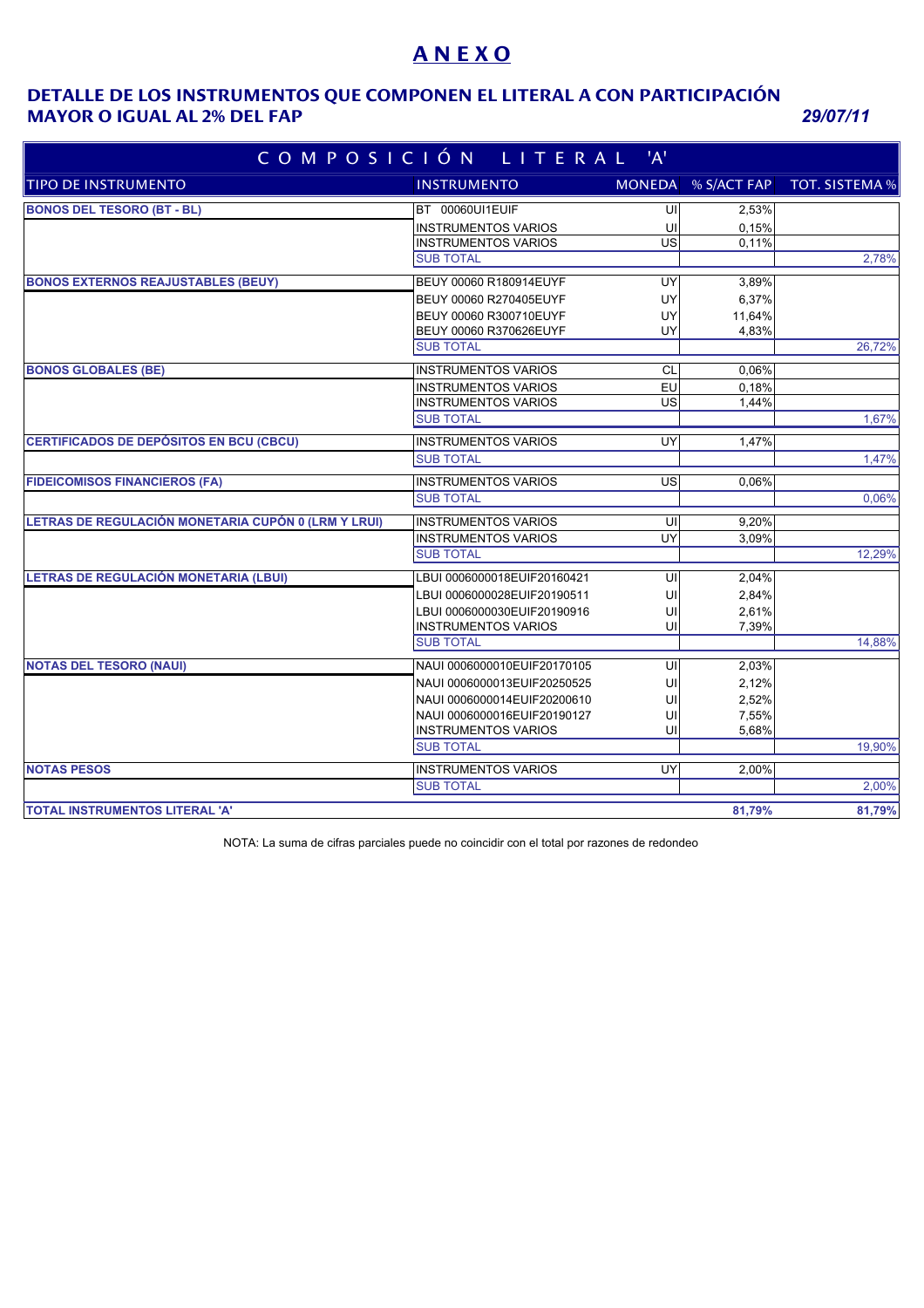# ANEXO

## DETALLE DE LOS INSTRUMENTOS QUE COMPONEN EL LITERAL A CON PARTICIPACIÓN MAYOR O IGUAL AL 2% DEL FAP

*29/07/11*

| COMPOSICIÓN LITERAL 'A' | | | | |
|---|---|---|---|---|
| **TIPO DE INSTRUMENTO** | **INSTRUMENTO** | **MONEDA** | **% S/ACT FAP** | **TOT. SISTEMA %** |
| **BONOS DEL TESORO (BT - BL)** | BT 00060UI1EUIF | UI | 2,53% | |
| | INSTRUMENTOS VARIOS | UI | 0,15% | |
| | INSTRUMENTOS VARIOS | US | 0,11% | |
| | SUB TOTAL | | | 2,78% |
| **BONOS EXTERNOS REAJUSTABLES (BEUY)** | BEUY 00060 R180914EUYF | UY | 3,89% | |
| | BEUY 00060 R270405EUYF | UY | 6,37% | |
| | BEUY 00060 R300710EUYF | UY | 11,64% | |
| | BEUY 00060 R370626EUYF | UY | 4,83% | |
| | SUB TOTAL | | | 26,72% |
| **BONOS GLOBALES (BE)** | INSTRUMENTOS VARIOS | CL | 0,06% | |
| | INSTRUMENTOS VARIOS | EU | 0,18% | |
| | INSTRUMENTOS VARIOS | US | 1,44% | |
| | SUB TOTAL | | | 1,67% |
| **CERTIFICADOS DE DEPÓSITOS EN BCU (CBCU)** | INSTRUMENTOS VARIOS | UY | 1,47% | |
| | SUB TOTAL | | | 1,47% |
| **FIDEICOMISOS FINANCIEROS (FA)** | INSTRUMENTOS VARIOS | US | 0,06% | |
| | SUB TOTAL | | | 0,06% |
| **LETRAS DE REGULACIÓN MONETARIA CUPÓN 0 (LRM Y LRUI)** | INSTRUMENTOS VARIOS | UI | 9,20% | |
| | INSTRUMENTOS VARIOS | UY | 3,09% | |
| | SUB TOTAL | | | 12,29% |
| **LETRAS DE REGULACIÓN MONETARIA (LBUI)** | LBUI 0006000018EUIF20160421 | UI | 2,04% | |
| | LBUI 0006000028EUIF20190511 | UI | 2,84% | |
| | LBUI 0006000030EUIF20190916 | UI | 2,61% | |
| | INSTRUMENTOS VARIOS | UI | 7,39% | |
| | SUB TOTAL | | | 14,88% |
| **NOTAS DEL TESORO (NAUI)** | NAUI 0006000010EUIF20170105 | UI | 2,03% | |
| | NAUI 0006000013EUIF20250525 | UI | 2,12% | |
| | NAUI 0006000014EUIF20200610 | UI | 2,52% | |
| | NAUI 0006000016EUIF20190127 | UI | 7,55% | |
| | INSTRUMENTOS VARIOS | UI | 5,68% | |
| | SUB TOTAL | | | 19,90% |
| **NOTAS PESOS** | INSTRUMENTOS VARIOS | UY | 2,00% | |
| | SUB TOTAL | | | 2,00% |
| **TOTAL INSTRUMENTOS LITERAL 'A'** | | | **81,79%** | **81,79%** |

NOTA: La suma de cifras parciales puede no coincidir con el total por razones de redondeo